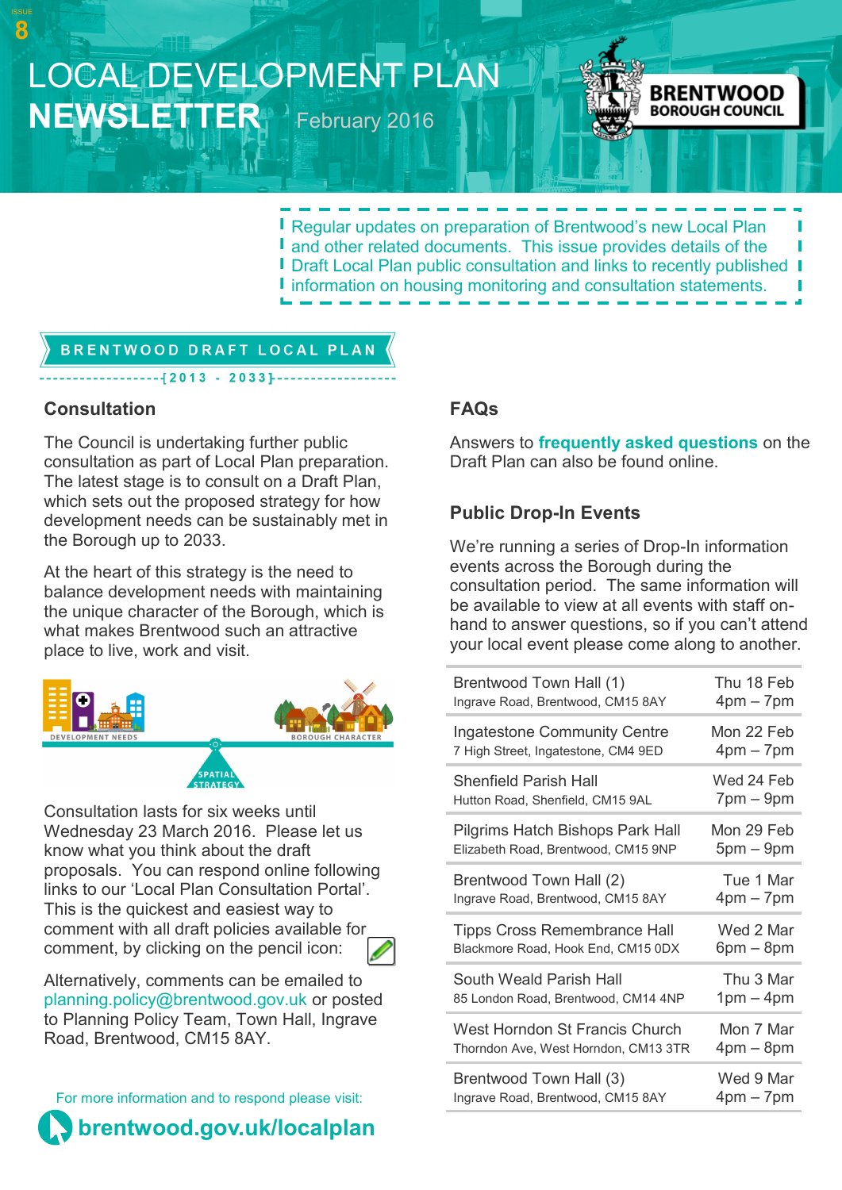ISSUE 8

# LOCAL DEVELOPMENT PLAN NEWSLETTER

February 2016

BRENTWOOD BOROUGH COUNCIL

Regular updates on preparation of Brentwood's new Local Plan and other related documents. This issue provides details of the Draft Local Plan public consultation and links to recently published information on housing monitoring and consultation statements.

## BRENTWOOD DRAFT LOCAL PLAN

[2013 - 2033]

### Consultation

The Council is undertaking further public consultation as part of Local Plan preparation. The latest stage is to consult on a Draft Plan, which sets out the proposed strategy for how development needs can be sustainably met in the Borough up to 2033.

At the heart of this strategy is the need to balance development needs with maintaining the unique character of the Borough, which is what makes Brentwood such an attractive place to live, work and visit.

DEVELOPMENT NEEDS — SPATIAL STRATEGY — BOROUGH CHARACTER

Consultation lasts for six weeks until Wednesday 23 March 2016. Please let us know what you think about the draft proposals. You can respond online following links to our 'Local Plan Consultation Portal'. This is the quickest and easiest way to comment with all draft policies available for comment, by clicking on the pencil icon:

Alternatively, comments can be emailed to planning.policy@brentwood.gov.uk or posted to Planning Policy Team, Town Hall, Ingrave Road, Brentwood, CM15 8AY.

For more information and to respond please visit:

**brentwood.gov.uk/localplan**

### FAQs

Answers to **frequently asked questions** on the Draft Plan can also be found online.

### Public Drop-In Events

We're running a series of Drop-In information events across the Borough during the consultation period. The same information will be available to view at all events with staff on-hand to answer questions, so if you can't attend your local event please come along to another.

| Venue | Date / Time |
|---|---|
| Brentwood Town Hall (1)<br>Ingrave Road, Brentwood, CM15 8AY | Thu 18 Feb<br>4pm – 7pm |
| Ingatestone Community Centre<br>7 High Street, Ingatestone, CM4 9ED | Mon 22 Feb<br>4pm – 7pm |
| Shenfield Parish Hall<br>Hutton Road, Shenfield, CM15 9AL | Wed 24 Feb<br>7pm – 9pm |
| Pilgrims Hatch Bishops Park Hall<br>Elizabeth Road, Brentwood, CM15 9NP | Mon 29 Feb<br>5pm – 9pm |
| Brentwood Town Hall (2)<br>Ingrave Road, Brentwood, CM15 8AY | Tue 1 Mar<br>4pm – 7pm |
| Tipps Cross Remembrance Hall<br>Blackmore Road, Hook End, CM15 0DX | Wed 2 Mar<br>6pm – 8pm |
| South Weald Parish Hall<br>85 London Road, Brentwood, CM14 4NP | Thu 3 Mar<br>1pm – 4pm |
| West Horndon St Francis Church<br>Thorndon Ave, West Horndon, CM13 3TR | Mon 7 Mar<br>4pm – 8pm |
| Brentwood Town Hall (3)<br>Ingrave Road, Brentwood, CM15 8AY | Wed 9 Mar<br>4pm – 7pm |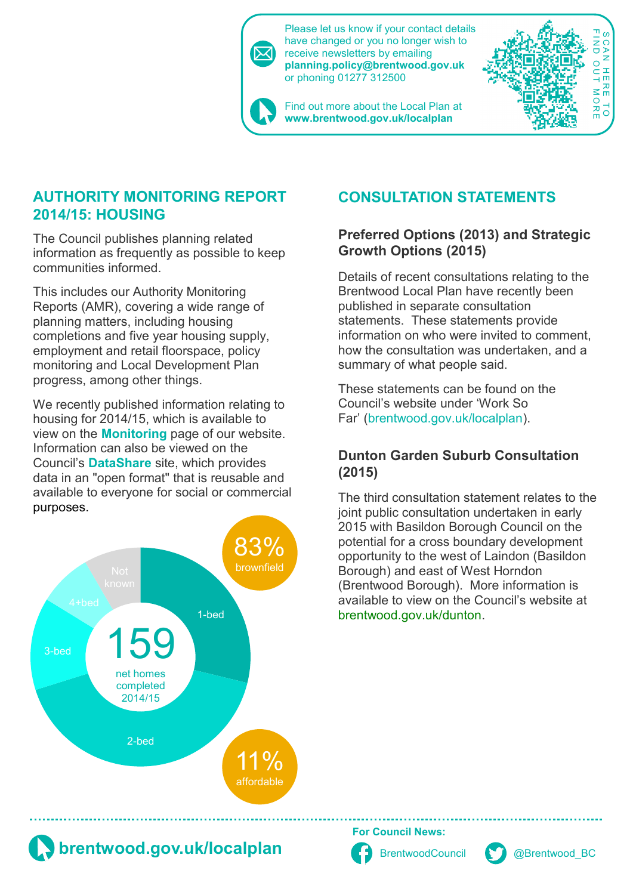Please let us know if your contact details have changed or you no longer wish to receive newsletters by emailing **planning.policy@brentwood.gov.uk** or phoning 01277 312500

Find out more about the Local Plan at **www.brentwood.gov.uk/localplan**

SCAN HERE TO FIND OUT MORE

## AUTHORITY MONITORING REPORT 2014/15: HOUSING

The Council publishes planning related information as frequently as possible to keep communities informed.

This includes our Authority Monitoring Reports (AMR), covering a wide range of planning matters, including housing completions and five year housing supply, employment and retail floorspace, policy monitoring and Local Development Plan progress, among other things.

We recently published information relating to housing for 2014/15, which is available to view on the **Monitoring** page of our website. Information can also be viewed on the Council's **DataShare** site, which provides data in an "open format" that is reusable and available to everyone for social or commercial purposes.

83%
brownfield

Not known
4+bed
3-bed
1-bed
2-bed

159
net homes completed 2014/15

11%
affordable

## CONSULTATION STATEMENTS

### Preferred Options (2013) and Strategic Growth Options (2015)

Details of recent consultations relating to the Brentwood Local Plan have recently been published in separate consultation statements. These statements provide information on who were invited to comment, how the consultation was undertaken, and a summary of what people said.

These statements can be found on the Council's website under 'Work So Far' (brentwood.gov.uk/localplan).

### Dunton Garden Suburb Consultation (2015)

The third consultation statement relates to the joint public consultation undertaken in early 2015 with Basildon Borough Council on the potential for a cross boundary development opportunity to the west of Laindon (Basildon Borough) and east of West Horndon (Brentwood Borough). More information is available to view on the Council's website at brentwood.gov.uk/dunton.

**brentwood.gov.uk/localplan**

**For Council News:**

BrentwoodCouncil

@Brentwood_BC